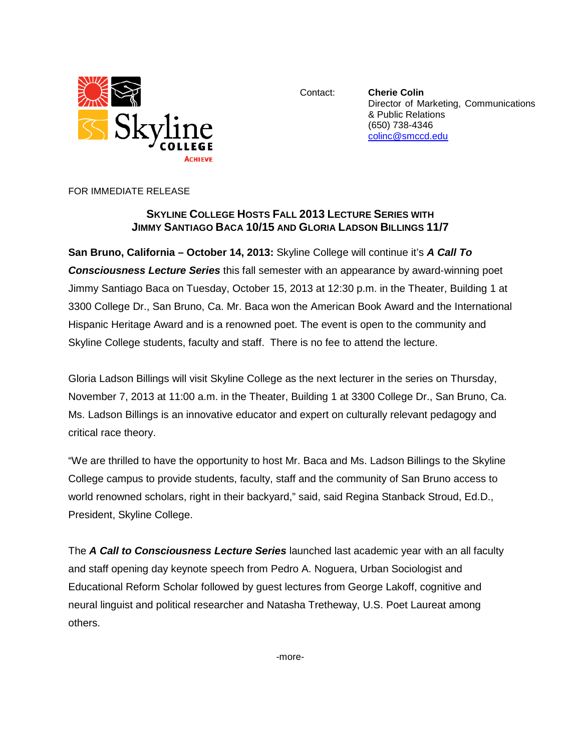Skyline COLLEGE ACHIEVE

Contact: **Cherie Colin**
Director of Marketing, Communications & Public Relations
(650) 738-4346
colinc@smccd.edu

FOR IMMEDIATE RELEASE

## SKYLINE COLLEGE HOSTS FALL 2013 LECTURE SERIES WITH JIMMY SANTIAGO BACA 10/15 AND GLORIA LADSON BILLINGS 11/7

**San Bruno, California – October 14, 2013:** Skyline College will continue it's ***A Call To Consciousness Lecture Series*** this fall semester with an appearance by award-winning poet Jimmy Santiago Baca on Tuesday, October 15, 2013 at 12:30 p.m. in the Theater, Building 1 at 3300 College Dr., San Bruno, Ca. Mr. Baca won the American Book Award and the International Hispanic Heritage Award and is a renowned poet. The event is open to the community and Skyline College students, faculty and staff. There is no fee to attend the lecture.

Gloria Ladson Billings will visit Skyline College as the next lecturer in the series on Thursday, November 7, 2013 at 11:00 a.m. in the Theater, Building 1 at 3300 College Dr., San Bruno, Ca. Ms. Ladson Billings is an innovative educator and expert on culturally relevant pedagogy and critical race theory.

"We are thrilled to have the opportunity to host Mr. Baca and Ms. Ladson Billings to the Skyline College campus to provide students, faculty, staff and the community of San Bruno access to world renowned scholars, right in their backyard," said, said Regina Stanback Stroud, Ed.D., President, Skyline College.

The ***A Call to Consciousness Lecture Series*** launched last academic year with an all faculty and staff opening day keynote speech from Pedro A. Noguera, Urban Sociologist and Educational Reform Scholar followed by guest lectures from George Lakoff, cognitive and neural linguist and political researcher and Natasha Tretheway, U.S. Poet Laureat among others.

-more-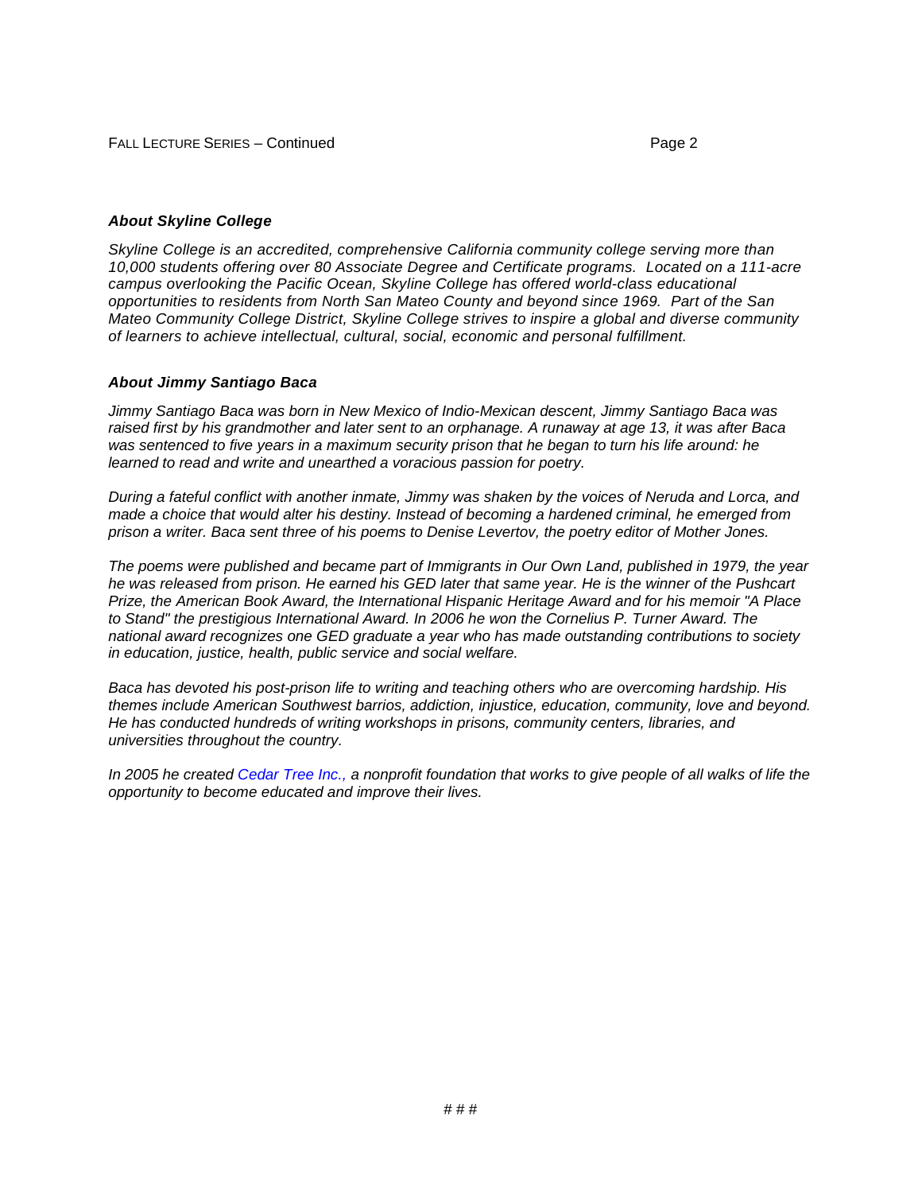### *About Skyline College*

*Skyline College is an accredited, comprehensive California community college serving more than 10,000 students offering over 80 Associate Degree and Certificate programs. Located on a 111-acre campus overlooking the Pacific Ocean, Skyline College has offered world-class educational opportunities to residents from North San Mateo County and beyond since 1969. Part of the San Mateo Community College District, Skyline College strives to inspire a global and diverse community of learners to achieve intellectual, cultural, social, economic and personal fulfillment.*

### *About Jimmy Santiago Baca*

*Jimmy Santiago Baca was born in New Mexico of Indio-Mexican descent, Jimmy Santiago Baca was raised first by his grandmother and later sent to an orphanage. A runaway at age 13, it was after Baca was sentenced to five years in a maximum security prison that he began to turn his life around: he learned to read and write and unearthed a voracious passion for poetry.*

*During a fateful conflict with another inmate, Jimmy was shaken by the voices of Neruda and Lorca, and made a choice that would alter his destiny. Instead of becoming a hardened criminal, he emerged from prison a writer. Baca sent three of his poems to Denise Levertov, the poetry editor of Mother Jones.*

*The poems were published and became part of Immigrants in Our Own Land, published in 1979, the year he was released from prison. He earned his GED later that same year. He is the winner of the Pushcart Prize, the American Book Award, the International Hispanic Heritage Award and for his memoir "A Place to Stand" the prestigious International Award. In 2006 he won the Cornelius P. Turner Award. The national award recognizes one GED graduate a year who has made outstanding contributions to society in education, justice, health, public service and social welfare.*

*Baca has devoted his post-prison life to writing and teaching others who are overcoming hardship. His themes include American Southwest barrios, addiction, injustice, education, community, love and beyond. He has conducted hundreds of writing workshops in prisons, community centers, libraries, and universities throughout the country.*

*In 2005 he created Cedar Tree Inc., a nonprofit foundation that works to give people of all walks of life the opportunity to become educated and improve their lives.*

# # #